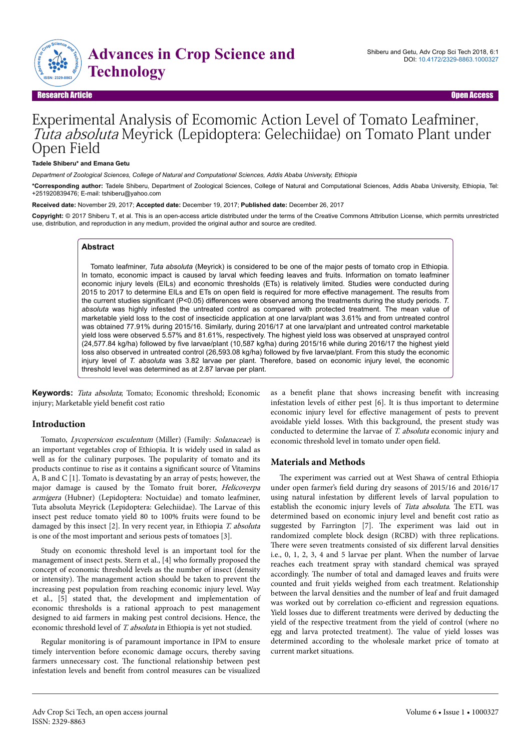Research Article Open Access

# Experimental Analysis of Ecomomic Action Level of Tomato Leafminer, *Tuta absoluta* Meyrick (Lepidoptera: Gelechiidae) on Tomato Plant under Open Field

**Tadele Shiberu* and Emana Getu**

*Department of Zoological Sciences, College of Natural and Computational Sciences, Addis Ababa University, Ethiopia*

***Corresponding author:** Tadele Shiberu, Department of Zoological Sciences, College of Natural and Computational Sciences, Addis Ababa University, Ethiopia, Tel: +251920839476; E-mail: tshiberu@yahoo.com

**Received date:** November 29, 2017; **Accepted date:** December 19, 2017; **Published date:** December 26, 2017

**Copyright:** © 2017 Shiberu T, et al. This is an open-access article distributed under the terms of the Creative Commons Attribution License, which permits unrestricted use, distribution, and reproduction in any medium, provided the original author and source are credited.

## Abstract

Tomato leafminer, *Tuta absoluta* (Meyrick) is considered to be one of the major pests of tomato crop in Ethiopia. In tomato, economic impact is caused by larval which feeding leaves and fruits. Information on tomato leafminer economic injury levels (EILs) and economic thresholds (ETs) is relatively limited. Studies were conducted during 2015 to 2017 to determine EILs and ETs on open field is required for more effective management. The results from the current studies significant (P<0.05) differences were observed among the treatments during the study periods. *T. absoluta* was highly infested the untreated control as compared with protected treatment. The mean value of marketable yield loss to the cost of insecticide application at one larva/plant was 3.61% and from untreated control was obtained 77.91% during 2015/16. Similarly, during 2016/17 at one larva/plant and untreated control marketable yield loss were observed 5.57% and 81.61%, respectively. The highest yield loss was observed at unsprayed control (24,577.84 kg/ha) followed by five larvae/plant (10,587 kg/ha) during 2015/16 while during 2016/17 the highest yield loss also observed in untreated control (26,593.08 kg/ha) followed by five larvae/plant. From this study the economic injury level of *T. absoluta* was 3.82 larvae per plant. Therefore, based on economic injury level, the economic threshold level was determined as at 2.87 larvae per plant.

**Keywords:** *Tuta absoluta*; Tomato; Economic threshold; Economic injury; Marketable yield benefit cost ratio

## Introduction

Tomato, *Lycopersicon esculentum* (Miller) (Family: *Solanaceae*) is an important vegetables crop of Ethiopia. It is widely used in salad as well as for the culinary purposes. The popularity of tomato and its products continue to rise as it contains a significant source of Vitamins A, B and C [1]. Tomato is devastating by an array of pests; however, the major damage is caused by the Tomato fruit borer, *Helicoverpa armigera* (Hubner) (Lepidoptera: Noctuidae) and tomato leafminer, Tuta absoluta Meyrick (Lepidoptera: Gelechiidae). The Larvae of this insect pest reduce tomato yield 80 to 100% fruits were found to be damaged by this insect [2]. In very recent year, in Ethiopia *T. absoluta* is one of the most important and serious pests of tomatoes [3].

Study on economic threshold level is an important tool for the management of insect pests. Stern et al., [4] who formally proposed the concept of economic threshold levels as the number of insect (density or intensity). The management action should be taken to prevent the increasing pest population from reaching economic injury level. Way et al., [5] stated that, the development and implementation of economic thresholds is a rational approach to pest management designed to aid farmers in making pest control decisions. Hence, the economic threshold level of *T. absoluta* in Ethiopia is yet not studied.

Regular monitoring is of paramount importance in IPM to ensure timely intervention before economic damage occurs, thereby saving farmers unnecessary cost. The functional relationship between pest infestation levels and benefit from control measures can be visualized as a benefit plane that shows increasing benefit with increasing infestation levels of either pest [6]. It is thus important to determine economic injury level for effective management of pests to prevent avoidable yield losses. With this background, the present study was conducted to determine the larvae of *T. absoluta* economic injury and economic threshold level in tomato under open field.

## Materials and Methods

The experiment was carried out at West Shawa of central Ethiopia under open farmer's field during dry seasons of 2015/16 and 2016/17 using natural infestation by different levels of larval population to establish the economic injury levels of *Tuta absoluta*. The ETL was determined based on economic injury level and benefit cost ratio as suggested by Farrington [7]. The experiment was laid out in randomized complete block design (RCBD) with three replications. There were seven treatments consisted of six different larval densities i.e., 0, 1, 2, 3, 4 and 5 larvae per plant. When the number of larvae reaches each treatment spray with standard chemical was sprayed accordingly. The number of total and damaged leaves and fruits were counted and fruit yields weighed from each treatment. Relationship between the larval densities and the number of leaf and fruit damaged was worked out by correlation co-efficient and regression equations. Yield losses due to different treatments were derived by deducting the yield of the respective treatment from the yield of control (where no egg and larva protected treatment). The value of yield losses was determined according to the wholesale market price of tomato at current market situations.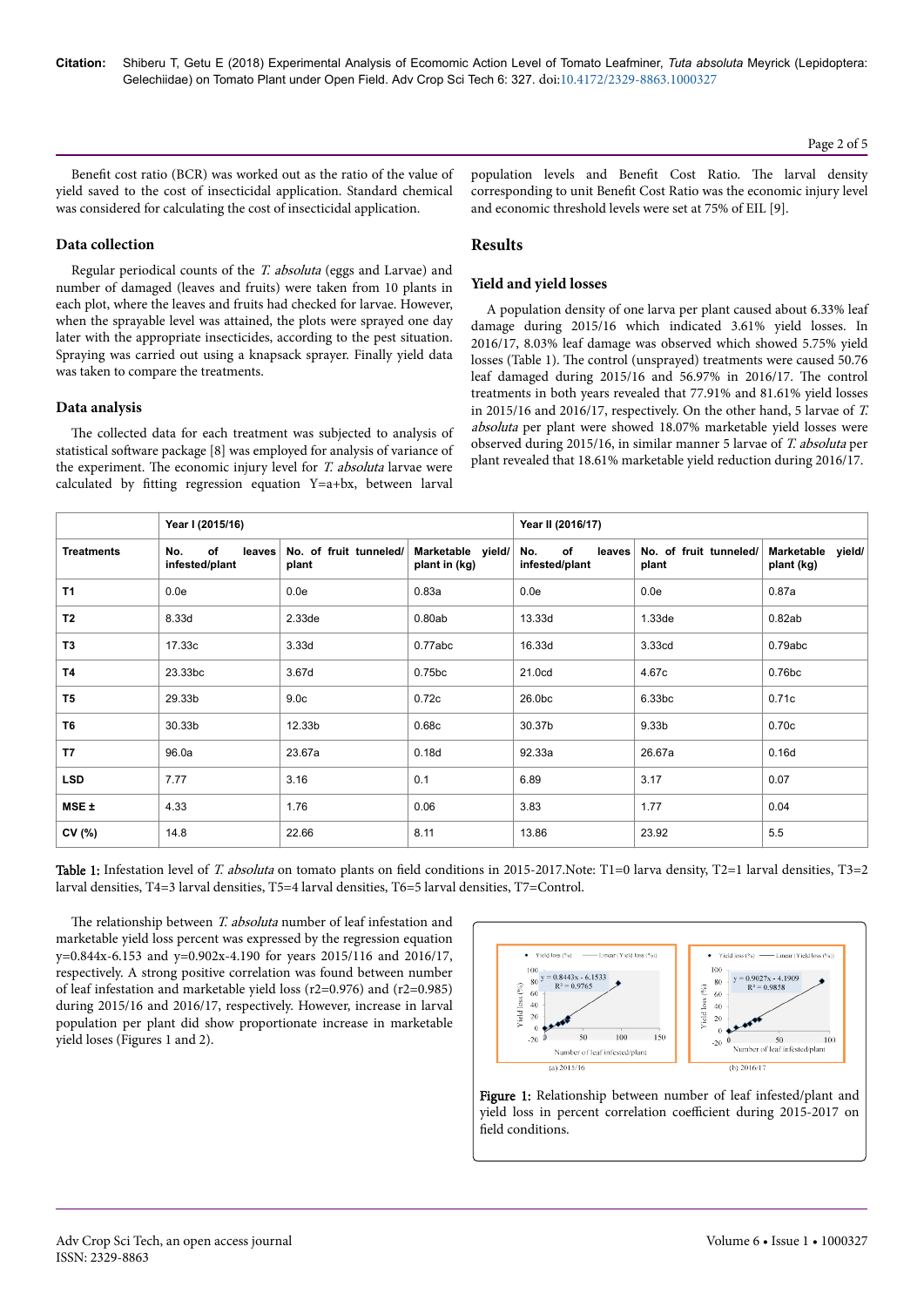Benefit cost ratio (BCR) was worked out as the ratio of the value of yield saved to the cost of insecticidal application. Standard chemical was considered for calculating the cost of insecticidal application.

### Data collection

Regular periodical counts of the *T. absoluta* (eggs and Larvae) and number of damaged (leaves and fruits) were taken from 10 plants in each plot, where the leaves and fruits had checked for larvae. However, when the sprayable level was attained, the plots were sprayed one day later with the appropriate insecticides, according to the pest situation. Spraying was carried out using a knapsack sprayer. Finally yield data was taken to compare the treatments.

### Data analysis

The collected data for each treatment was subjected to analysis of statistical software package [8] was employed for analysis of variance of the experiment. The economic injury level for *T. absoluta* larvae were calculated by fitting regression equation Y=a+bx, between larval population levels and Benefit Cost Ratio. The larval density corresponding to unit Benefit Cost Ratio was the economic injury level and economic threshold levels were set at 75% of EIL [9].

## Results

### Yield and yield losses

A population density of one larva per plant caused about 6.33% leaf damage during 2015/16 which indicated 3.61% yield losses. In 2016/17, 8.03% leaf damage was observed which showed 5.75% yield losses (Table 1). The control (unsprayed) treatments were caused 50.76 leaf damaged during 2015/16 and 56.97% in 2016/17. The control treatments in both years revealed that 77.91% and 81.61% yield losses in 2015/16 and 2016/17, respectively. On the other hand, 5 larvae of *T. absoluta* per plant were showed 18.07% marketable yield losses were observed during 2015/16, in similar manner 5 larvae of *T. absoluta* per plant revealed that 18.61% marketable yield reduction during 2016/17.

| Treatments | Year I (2015/16) | | | Year II (2016/17) | | |
|---|---|---|---|---|---|---|
| | No. of leaves infested/plant | No. of fruit tunneled/plant | Marketable yield/plant in (kg) | No. of leaves infested/plant | No. of fruit tunneled/plant | Marketable yield/plant (kg) |
| T1 | 0.0e | 0.0e | 0.83a | 0.0e | 0.0e | 0.87a |
| T2 | 8.33d | 2.33de | 0.80ab | 13.33d | 1.33de | 0.82ab |
| T3 | 17.33c | 3.33d | 0.77abc | 16.33d | 3.33cd | 0.79abc |
| T4 | 23.33bc | 3.67d | 0.75bc | 21.0cd | 4.67c | 0.76bc |
| T5 | 29.33b | 9.0c | 0.72c | 26.0bc | 6.33bc | 0.71c |
| T6 | 30.33b | 12.33b | 0.68c | 30.37b | 9.33b | 0.70c |
| T7 | 96.0a | 23.67a | 0.18d | 92.33a | 26.67a | 0.16d |
| LSD | 7.77 | 3.16 | 0.1 | 6.89 | 3.17 | 0.07 |
| MSE ± | 4.33 | 1.76 | 0.06 | 3.83 | 1.77 | 0.04 |
| CV (%) | 14.8 | 22.66 | 8.11 | 13.86 | 23.92 | 5.5 |

**Table 1:** Infestation level of *T. absoluta* on tomato plants on field conditions in 2015-2017.Note: T1=0 larva density, T2=1 larval densities, T3=2 larval densities, T4=3 larval densities, T5=4 larval densities, T6=5 larval densities, T7=Control.

The relationship between *T. absoluta* number of leaf infestation and marketable yield loss percent was expressed by the regression equation y=0.844x-6.153 and y=0.902x-4.190 for years 2015/116 and 2016/17, respectively. A strong positive correlation was found between number of leaf infestation and marketable yield loss ($r2$=0.976) and ($r2$=0.985) during 2015/16 and 2016/17, respectively. However, increase in larval population per plant did show proportionate increase in marketable yield loses (Figures 1 and 2).

**Figure 1:** Relationship between number of leaf infested/plant and yield loss in percent correlation coefficient during 2015-2017 on field conditions.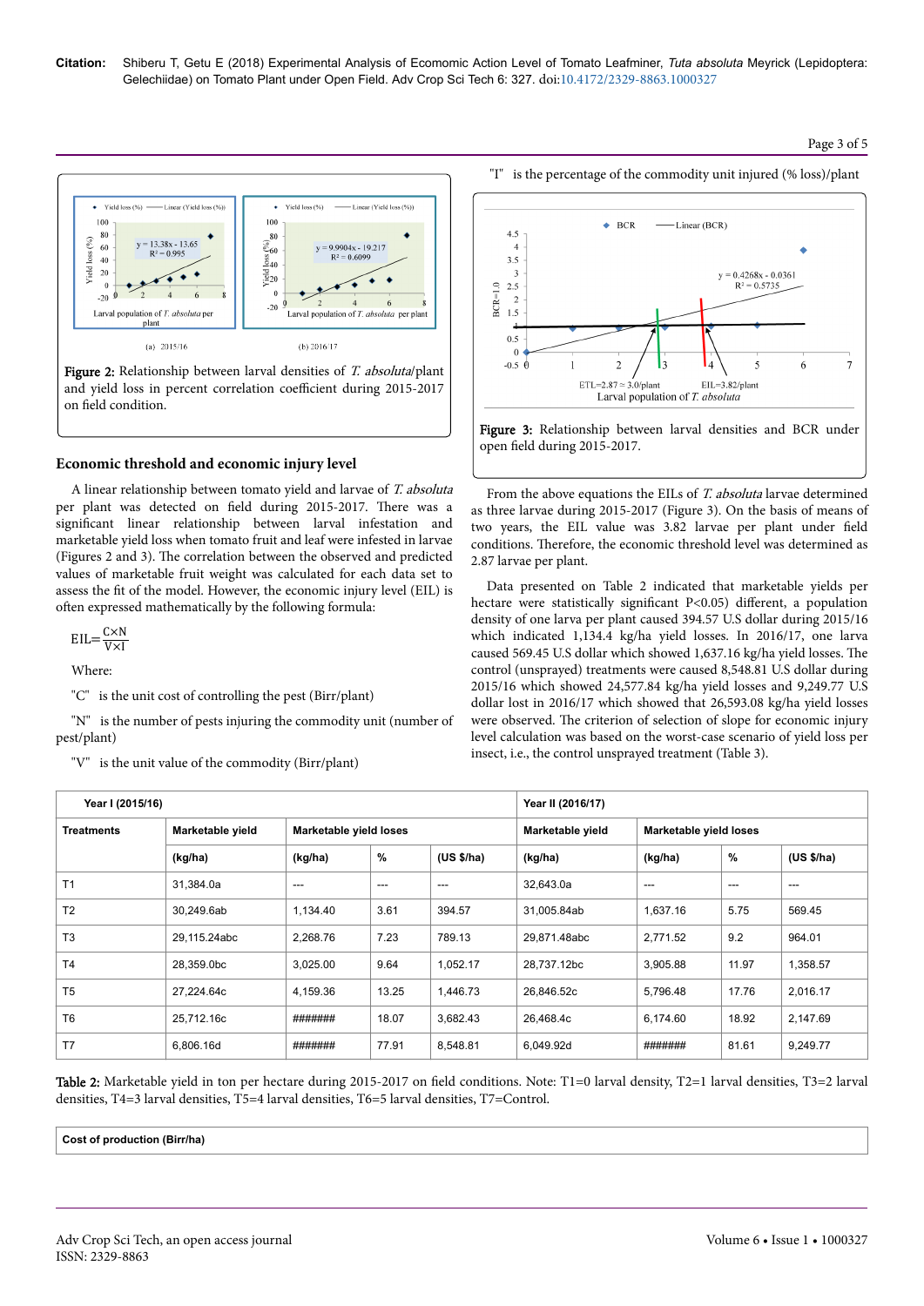**Citation:** Shiberu T, Getu E (2018) Experimental Analysis of Ecomomic Action Level of Tomato Leafminer, *Tuta absoluta* Meyrick (Lepidoptera: Gelechiidae) on Tomato Plant under Open Field. Adv Crop Sci Tech 6: 327. doi:10.4172/2329-8863.1000327

**Figure 2:** Relationship between larval densities of *T. absoluta*/plant and yield loss in percent correlation coefficient during 2015-2017 on field condition.

## Economic threshold and economic injury level

A linear relationship between tomato yield and larvae of *T. absoluta* per plant was detected on field during 2015-2017. There was a significant linear relationship between larval infestation and marketable yield loss when tomato fruit and leaf were infested in larvae (Figures 2 and 3). The correlation between the observed and predicted values of marketable fruit weight was calculated for each data set to assess the fit of the model. However, the economic injury level (EIL) is often expressed mathematically by the following formula:

$$EIL=\frac{C\times N}{V\times I}$$

Where:

"C" is the unit cost of controlling the pest (Birr/plant)

"N" is the number of pests injuring the commodity unit (number of pest/plant)

"V" is the unit value of the commodity (Birr/plant)

"I" is the percentage of the commodity unit injured (% loss)/plant

**Figure 3:** Relationship between larval densities and BCR under open field during 2015-2017.

From the above equations the EILs of *T. absoluta* larvae determined as three larvae during 2015-2017 (Figure 3). On the basis of means of two years, the EIL value was 3.82 larvae per plant under field conditions. Therefore, the economic threshold level was determined as 2.87 larvae per plant.

Data presented on Table 2 indicated that marketable yields per hectare were statistically significant P<0.05) different, a population density of one larva per plant caused 394.57 U.S dollar during 2015/16 which indicated 1,134.4 kg/ha yield losses. In 2016/17, one larva caused 569.45 U.S dollar which showed 1,637.16 kg/ha yield losses. The control (unsprayed) treatments were caused 8,548.81 U.S dollar during 2015/16 which showed 24,577.84 kg/ha yield losses and 9,249.77 U.S dollar lost in 2016/17 which showed that 26,593.08 kg/ha yield losses were observed. The criterion of selection of slope for economic injury level calculation was based on the worst-case scenario of yield loss per insect, i.e., the control unsprayed treatment (Table 3).

| | Year I (2015/16) | | | | Year II (2016/17) | | | |
|---|---|---|---|---|---|---|---|---|
| Treatments | Marketable yield | Marketable yield loses | | | Marketable yield | Marketable yield loses | | |
| | (kg/ha) | (kg/ha) | % | (US $/ha) | (kg/ha) | (kg/ha) | % | (US $/ha) |
| T1 | 31,384.0a | --- | --- | --- | 32,643.0a | --- | --- | --- |
| T2 | 30,249.6ab | 1,134.40 | 3.61 | 394.57 | 31,005.84ab | 1,637.16 | 5.75 | 569.45 |
| T3 | 29,115.24abc | 2,268.76 | 7.23 | 789.13 | 29,871.48abc | 2,771.52 | 9.2 | 964.01 |
| T4 | 28,359.0bc | 3,025.00 | 9.64 | 1,052.17 | 28,737.12bc | 3,905.88 | 11.97 | 1,358.57 |
| T5 | 27,224.64c | 4,159.36 | 13.25 | 1,446.73 | 26,846.52c | 5,796.48 | 17.76 | 2,016.17 |
| T6 | 25,712.16c | ####### | 18.07 | 3,682.43 | 26,468.4c | 6,174.60 | 18.92 | 2,147.69 |
| T7 | 6,806.16d | ####### | 77.91 | 8,548.81 | 6,049.92d | ####### | 81.61 | 9,249.77 |

**Table 2:** Marketable yield in ton per hectare during 2015-2017 on field conditions. Note: T1=0 larval density, T2=1 larval densities, T3=2 larval densities, T4=3 larval densities, T5=4 larval densities, T6=5 larval densities, T7=Control.

| Cost of production (Birr/ha) |
|---|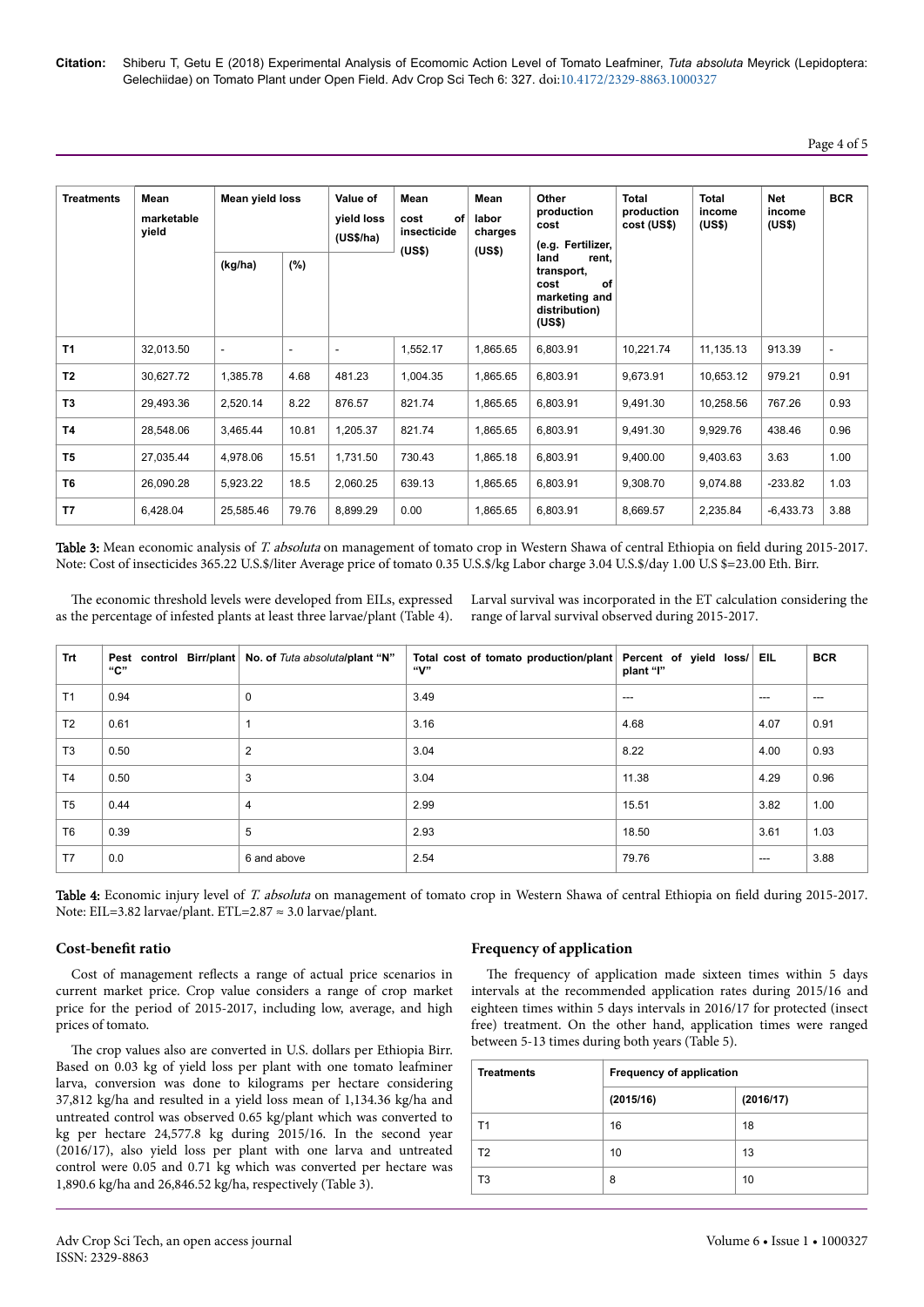| Treatments | Mean marketable yield | Mean yield loss | | Value of yield loss (US$/ha) | Mean cost of insecticide (US$) | Mean labor charges (US$) | Other production cost (e.g. Fertilizer, land rent, transport, cost of marketing and distribution) (US$) | Total production cost (US$) | Total income (US$) | Net income (US$) | BCR |
|---|---|---|---|---|---|---|---|---|---|---|---|
| | | (kg/ha) | (%) | | | | | | | | |
| T1 | 32,013.50 | - | - | - | 1,552.17 | 1,865.65 | 6,803.91 | 10,221.74 | 11,135.13 | 913.39 | - |
| T2 | 30,627.72 | 1,385.78 | 4.68 | 481.23 | 1,004.35 | 1,865.65 | 6,803.91 | 9,673.91 | 10,653.12 | 979.21 | 0.91 |
| T3 | 29,493.36 | 2,520.14 | 8.22 | 876.57 | 821.74 | 1,865.65 | 6,803.91 | 9,491.30 | 10,258.56 | 767.26 | 0.93 |
| T4 | 28,548.06 | 3,465.44 | 10.81 | 1,205.37 | 821.74 | 1,865.65 | 6,803.91 | 9,491.30 | 9,929.76 | 438.46 | 0.96 |
| T5 | 27,035.44 | 4,978.06 | 15.51 | 1,731.50 | 730.43 | 1,865.18 | 6,803.91 | 9,400.00 | 9,403.63 | 3.63 | 1.00 |
| T6 | 26,090.28 | 5,923.22 | 18.5 | 2,060.25 | 639.13 | 1,865.65 | 6,803.91 | 9,308.70 | 9,074.88 | -233.82 | 1.03 |
| T7 | 6,428.04 | 25,585.46 | 79.76 | 8,899.29 | 0.00 | 1,865.65 | 6,803.91 | 8,669.57 | 2,235.84 | -6,433.73 | 3.88 |

**Table 3:** Mean economic analysis of *T. absoluta* on management of tomato crop in Western Shawa of central Ethiopia on field during 2015-2017. Note: Cost of insecticides 365.22 U.S.$/liter Average price of tomato 0.35 U.S.$/kg Labor charge 3.04 U.S.$/day 1.00 U.S $=23.00 Eth. Birr.

The economic threshold levels were developed from EILs, expressed as the percentage of infested plants at least three larvae/plant (Table 4). Larval survival was incorporated in the ET calculation considering the range of larval survival observed during 2015-2017.

| Trt | Pest control Birr/plant "C" | No. of *Tuta absoluta*/plant "N" | Total cost of tomato production/plant "V" | Percent of yield loss/ plant "I" | EIL | BCR |
|---|---|---|---|---|---|---|
| T1 | 0.94 | 0 | 3.49 | --- | --- | --- |
| T2 | 0.61 | 1 | 3.16 | 4.68 | 4.07 | 0.91 |
| T3 | 0.50 | 2 | 3.04 | 8.22 | 4.00 | 0.93 |
| T4 | 0.50 | 3 | 3.04 | 11.38 | 4.29 | 0.96 |
| T5 | 0.44 | 4 | 2.99 | 15.51 | 3.82 | 1.00 |
| T6 | 0.39 | 5 | 2.93 | 18.50 | 3.61 | 1.03 |
| T7 | 0.0 | 6 and above | 2.54 | 79.76 | --- | 3.88 |

**Table 4:** Economic injury level of *T. absoluta* on management of tomato crop in Western Shawa of central Ethiopia on field during 2015-2017. Note: EIL=3.82 larvae/plant. ETL=2.87 ≈ 3.0 larvae/plant.

## Cost-benefit ratio

Cost of management reflects a range of actual price scenarios in current market price. Crop value considers a range of crop market price for the period of 2015-2017, including low, average, and high prices of tomato.

The crop values also are converted in U.S. dollars per Ethiopia Birr. Based on 0.03 kg of yield loss per plant with one tomato leafminer larva, conversion was done to kilograms per hectare considering 37,812 kg/ha and resulted in a yield loss mean of 1,134.36 kg/ha and untreated control was observed 0.65 kg/plant which was converted to kg per hectare 24,577.8 kg during 2015/16. In the second year (2016/17), also yield loss per plant with one larva and untreated control were 0.05 and 0.71 kg which was converted per hectare was 1,890.6 kg/ha and 26,846.52 kg/ha, respectively (Table 3).

## Frequency of application

The frequency of application made sixteen times within 5 days intervals at the recommended application rates during 2015/16 and eighteen times within 5 days intervals in 2016/17 for protected (insect free) treatment. On the other hand, application times were ranged between 5-13 times during both years (Table 5).

| Treatments | Frequency of application | |
|---|---|---|
| | (2015/16) | (2016/17) |
| T1 | 16 | 18 |
| T2 | 10 | 13 |
| T3 | 8 | 10 |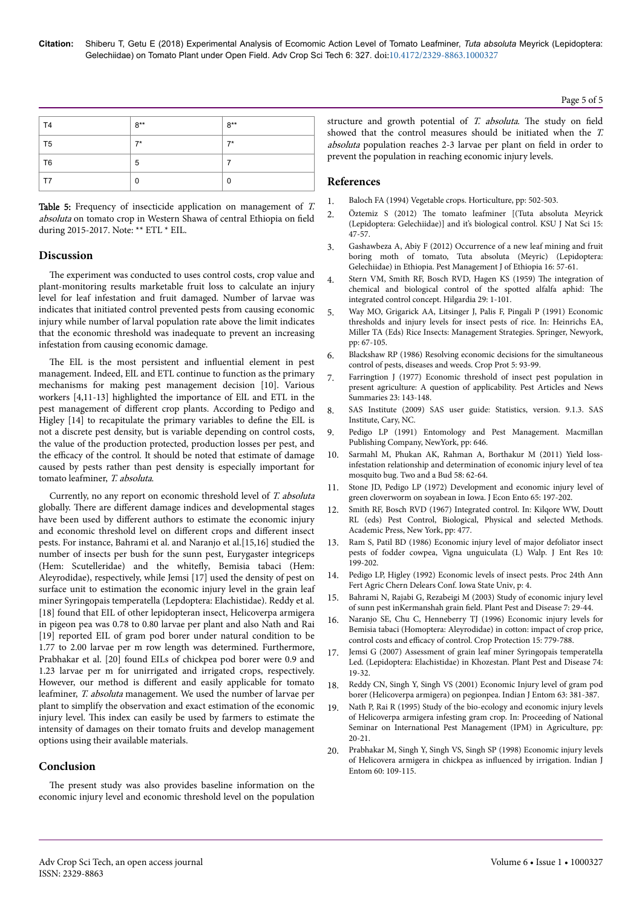| | | |
|---|---|---|
| T4 | 8** | 8** |
| T5 | 7* | 7* |
| T6 | 5 | 7 |
| T7 | 0 | 0 |

**Table 5:** Frequency of insecticide application on management of *T. absoluta* on tomato crop in Western Shawa of central Ethiopia on field during 2015-2017. Note: ** ETL * EIL.

## Discussion

The experiment was conducted to uses control costs, crop value and plant-monitoring results marketable fruit loss to calculate an injury level for leaf infestation and fruit damaged. Number of larvae was indicates that initiated control prevented pests from causing economic injury while number of larval population rate above the limit indicates that the economic threshold was inadequate to prevent an increasing infestation from causing economic damage.

The EIL is the most persistent and influential element in pest management. Indeed, EIL and ETL continue to function as the primary mechanisms for making pest management decision [10]. Various workers [4,11-13] highlighted the importance of EIL and ETL in the pest management of different crop plants. According to Pedigo and Higley [14] to recapitulate the primary variables to define the EIL is not a discrete pest density, but is variable depending on control costs, the value of the production protected, production losses per pest, and the efficacy of the control. It should be noted that estimate of damage caused by pests rather than pest density is especially important for tomato leafminer, *T. absoluta*.

Currently, no any report on economic threshold level of *T. absoluta* globally. There are different damage indices and developmental stages have been used by different authors to estimate the economic injury and economic threshold level on different crops and different insect pests. For instance, Bahrami et al. and Naranjo et al.[15,16] studied the number of insects per bush for the sunn pest, Eurygaster integriceps (Hem: Scutelleridae) and the whitefly, Bemisia tabaci (Hem: Aleyrodidae), respectively, while Jemsi [17] used the density of pest on surface unit to estimation the economic injury level in the grain leaf miner Syringopais temperatella (Lepdoptera: Elachistidae). Reddy et al. [18] found that EIL of other lepidopteran insect, Helicoverpa armigera in pigeon pea was 0.78 to 0.80 larvae per plant and also Nath and Rai [19] reported EIL of gram pod borer under natural condition to be 1.77 to 2.00 larvae per m row length was determined. Furthermore, Prabhakar et al. [20] found EILs of chickpea pod borer were 0.9 and 1.23 larvae per m for unirrigated and irrigated crops, respectively. However, our method is different and easily applicable for tomato leafminer, *T. absoluta* management. We used the number of larvae per plant to simplify the observation and exact estimation of the economic injury level. This index can easily be used by farmers to estimate the intensity of damages on their tomato fruits and develop management options using their available materials.

## Conclusion

The present study was also provides baseline information on the economic injury level and economic threshold level on the population structure and growth potential of *T. absoluta*. The study on field showed that the control measures should be initiated when the *T. absoluta* population reaches 2-3 larvae per plant on field in order to prevent the population in reaching economic injury levels.

## References

1. Baloch FA (1994) Vegetable crops. Horticulture, pp: 502-503.
2. Öztemiz S (2012) The tomato leafminer [(Tuta absoluta Meyrick (Lepidoptera: Gelechiidae)] and it's biological control. KSU J Nat Sci 15: 47-57.
3. Gashawbeza A, Abiy F (2012) Occurrence of a new leaf mining and fruit boring moth of tomato, Tuta absoluta (Meyric) (Lepidoptera: Gelechiidae) in Ethiopia. Pest Management J of Ethiopia 16: 57-61.
4. Stern VM, Smith RF, Bosch RVD, Hagen KS (1959) The integration of chemical and biological control of the spotted alfalfa aphid: The integrated control concept. Hilgardia 29: 1-101.
5. Way MO, Grigarick AA, Litsinger J, Palis F, Pingali P (1991) Economic thresholds and injury levels for insect pests of rice. In: Heinrichs EA, Miller TA (Eds) Rice Insects: Management Strategies. Springer, Newyork, pp: 67-105.
6. Blackshaw RP (1986) Resolving economic decisions for the simultaneous control of pests, diseases and weeds. Crop Prot 5: 93-99.
7. Farrington J (1977) Economic threshold of insect pest population in present agriculture: A question of applicability. Pest Articles and News Summaries 23: 143-148.
8. SAS Institute (2009) SAS user guide: Statistics, version. 9.1.3. SAS Institute, Cary, NC.
9. Pedigo LP (1991) Entomology and Pest Management. Macmillan Publishing Company, NewYork, pp: 646.
10. Sarmahl M, Phukan AK, Rahman A, Borthakur M (2011) Yield loss-infestation relationship and determination of economic injury level of tea mosquito bug. Two and a Bud 58: 62-64.
11. Stone JD, Pedigo LP (1972) Development and economic injury level of green cloverworm on soyabean in Iowa. J Econ Ento 65: 197-202.
12. Smith RF, Bosch RVD (1967) Integrated control. In: Kilqore WW, Doutt RL (eds) Pest Control, Biological, Physical and selected Methods. Academic Press, New York, pp: 477.
13. Ram S, Patil BD (1986) Economic injury level of major defoliator insect pests of fodder cowpea, Vigna unguiculata (L) Walp. J Ent Res 10: 199-202.
14. Pedigo LP, Higley (1992) Economic levels of insect pests. Proc 24th Ann Fert Agric Chern Delears Conf. Iowa State Univ, p: 4.
15. Bahrami N, Rajabi G, Rezabeigi M (2003) Study of economic injury level of sunn pest inKermanshah grain field. Plant Pest and Disease 7: 29-44.
16. Naranjo SE, Chu C, Henneberry TJ (1996) Economic injury levels for Bemisia tabaci (Homoptera: Aleyrodidae) in cotton: impact of crop price, control costs and efficacy of control. Crop Protection 15: 779-788.
17. Jemsi G (2007) Assessment of grain leaf miner Syringopais temperatella Led. (Lepidoptera: Elachistidae) in Khozestan. Plant Pest and Disease 74: 19-32.
18. Reddy CN, Singh Y, Singh VS (2001) Economic Injury level of gram pod borer (Helicoverpa armigera) on pegionpea. Indian J Entom 63: 381-387.
19. Nath P, Rai R (1995) Study of the bio-ecology and economic injury levels of Helicoverpa armigera infesting gram crop. In: Proceeding of National Seminar on International Pest Management (IPM) in Agriculture, pp: 20-21.
20. Prabhakar M, Singh Y, Singh VS, Singh SP (1998) Economic injury levels of Helicovera armigera in chickpea as influenced by irrigation. Indian J Entom 60: 109-115.